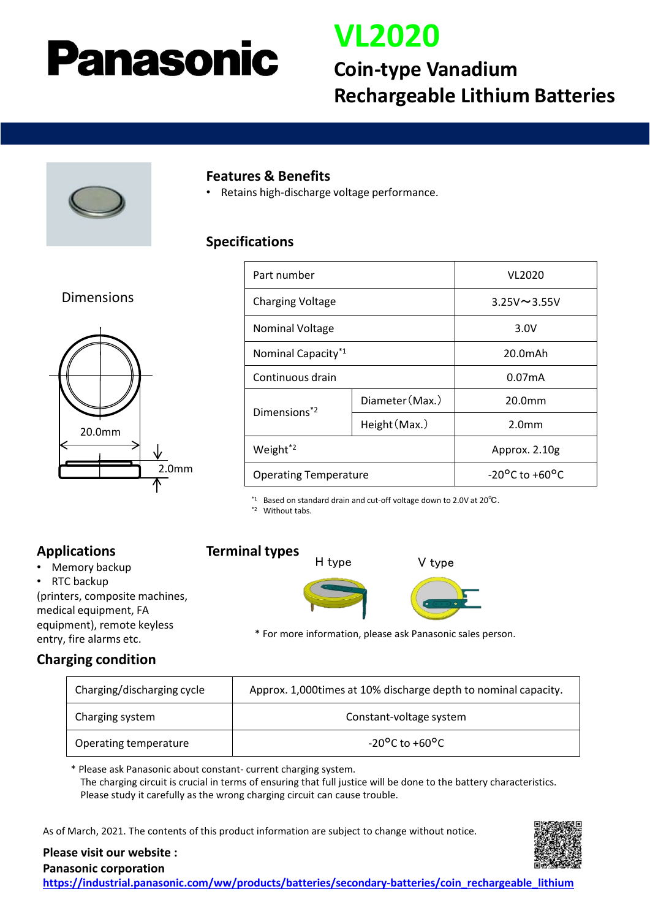# Panasonic

# VL2020

## Coin-type Vanadium Rechargeable Lithium Batteries

### Features & Benefits

- Retains high-discharge voltage performance.

### Specifications

Dimensions

| Part number | | VL2020 |
|---|---|---|
| Charging Voltage | | 3.25V～3.55V |
| Nominal Voltage | | 3.0V |
| Nominal Capacity*1 | | 20.0mAh |
| Continuous drain | | 0.07mA |
| Dimensions*2 | Diameter（Max.） | 20.0mm |
| | Height（Max.） | 2.0mm |
| Weight*2 | | Approx. 2.10g |
| Operating Temperature | | -20°C to +60°C |

*1 Based on standard drain and cut-off voltage down to 2.0V at 20℃.
*2 Without tabs.

20.0mm

2.0mm

### Applications

- Memory backup
- RTC backup

(printers, composite machines, medical equipment, FA equipment), remote keyless entry, fire alarms etc.

### Terminal types

H type

V type

* For more information, please ask Panasonic sales person.

### Charging condition

| Charging/discharging cycle | Approx. 1,000times at 10% discharge depth to nominal capacity. |
|---|---|
| Charging system | Constant-voltage system |
| Operating temperature | -20°C to +60°C |

* Please ask Panasonic about constant- current charging system.
The charging circuit is crucial in terms of ensuring that full justice will be done to the battery characteristics.
Please study it carefully as the wrong charging circuit can cause trouble.

As of March, 2021. The contents of this product information are subject to change without notice.

**Please visit our website :**
**Panasonic corporation**
**https://industrial.panasonic.com/ww/products/batteries/secondary-batteries/coin_rechargeable_lithium**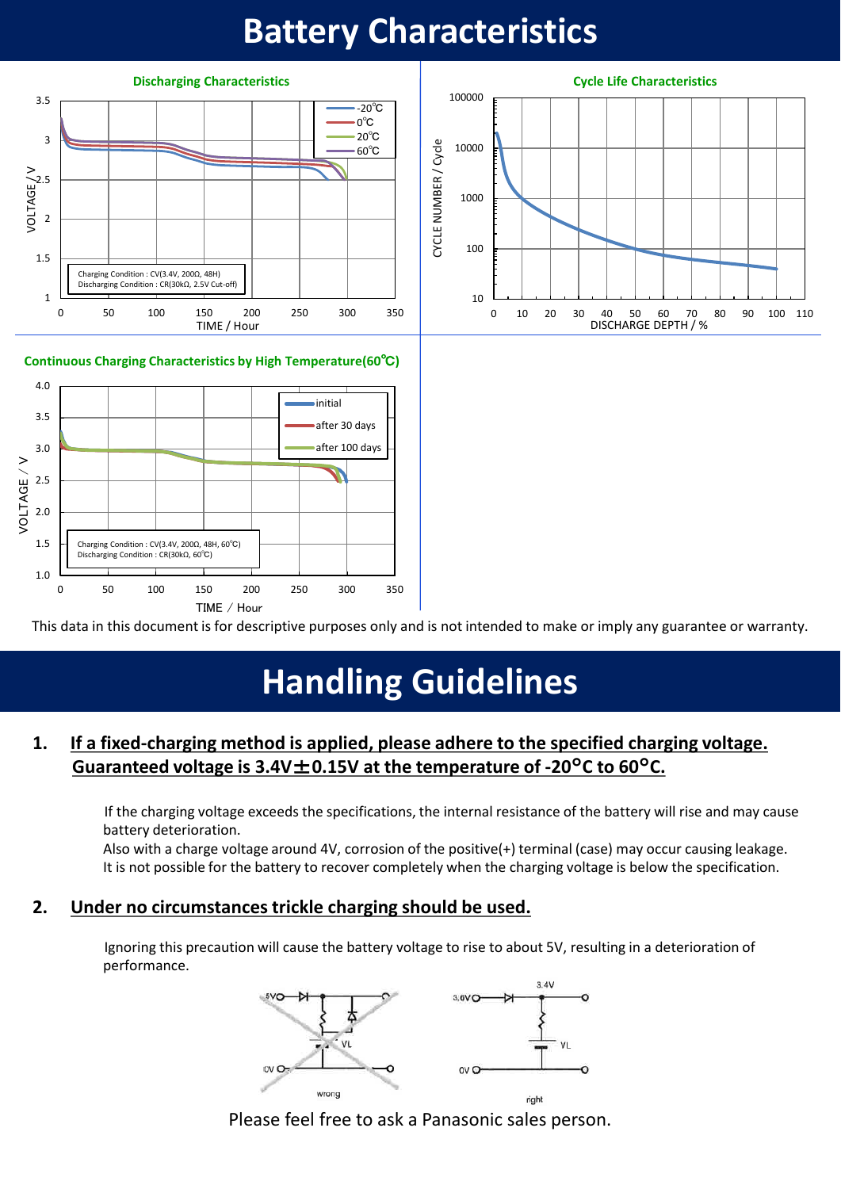# Battery Characteristics

**Discharging Characteristics**

3.5
3
2.5
2
1.5
1

VOLTAGE / V

0 50 100 150 200 250 300 350

TIME / Hour

-20℃
0℃
20℃
60℃

Charging Condition : CV(3.4V, 200Ω, 48H)
Discharging Condition : CR(30kΩ, 2.5V Cut-off)

**Cycle Life Characteristics**

100000
10000
1000
100
10

CYCLE NUMBER / Cycle

0 10 20 30 40 50 60 70 80 90 100 110

DISCHARGE DEPTH / %

**Continuous Charging Characteristics by High Temperature(60℃)**

4.0
3.5
3.0
2.5
2.0
1.5
1.0

VOLTAGE / V

0 50 100 150 200 250 300 350

TIME / Hour

initial
after 30 days
after 100 days

Charging Condition : CV(3.4V, 200Ω, 48H, 60℃)
Discharging Condition : CR(30kΩ, 60℃)

This data in this document is for descriptive purposes only and is not intended to make or imply any guarantee or warranty.

# Handling Guidelines

1. **If a fixed-charging method is applied, please adhere to the specified charging voltage. Guaranteed voltage is 3.4V±0.15V at the temperature of -20°C to 60°C.**

   If the charging voltage exceeds the specifications, the internal resistance of the battery will rise and may cause battery deterioration.
   Also with a charge voltage around 4V, corrosion of the positive(+) terminal (case) may occur causing leakage.
   It is not possible for the battery to recover completely when the charging voltage is below the specification.

2. **Under no circumstances trickle charging should be used.**

   Ignoring this precaution will cause the battery voltage to rise to about 5V, resulting in a deterioration of performance.

5V
0V
VL
wrong

3.6V
3.4V
0V
VL
right

Please feel free to ask a Panasonic sales person.